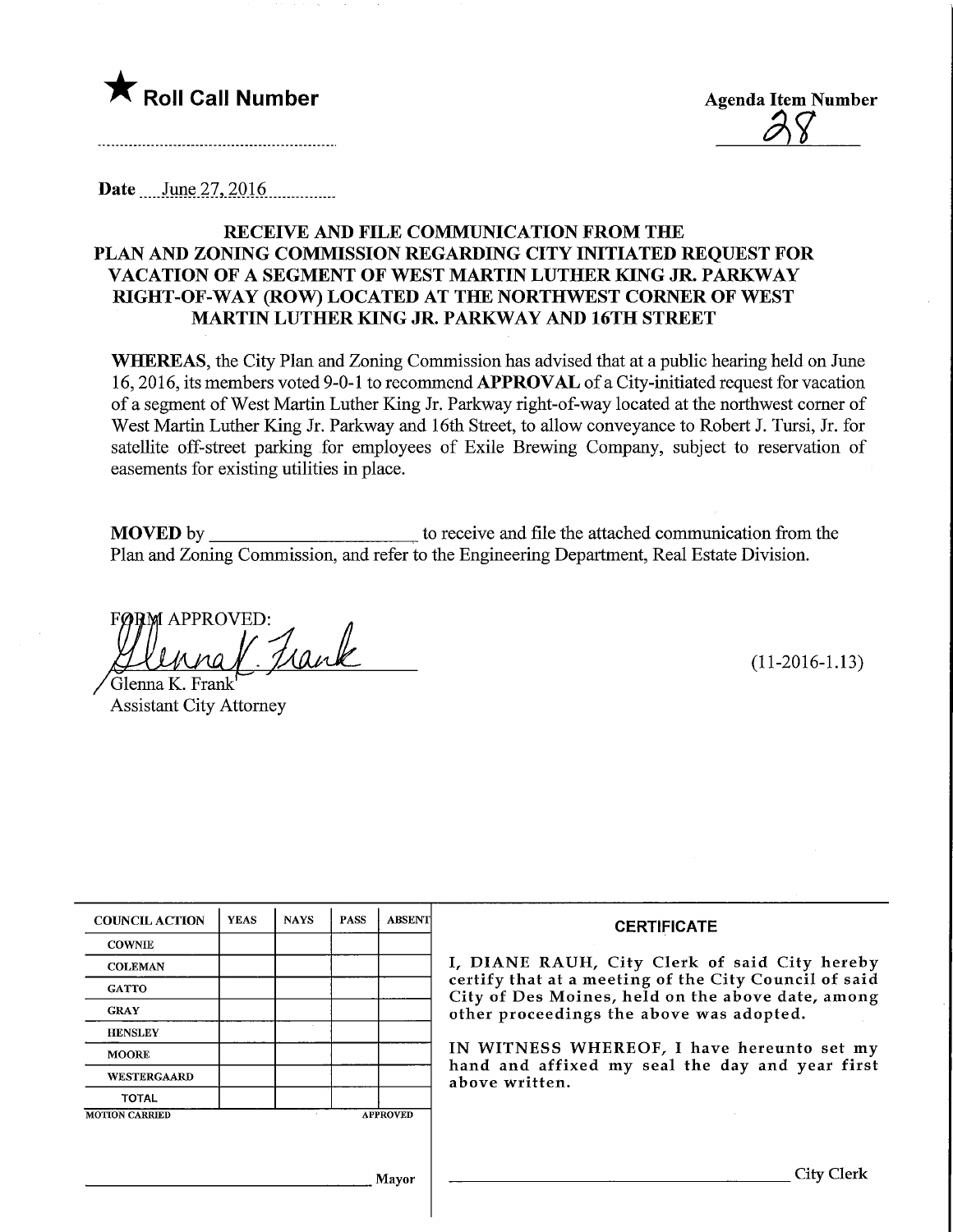★ **Roll Call Number**

**Agenda Item Number**

28

Date June 27, 2016

**RECEIVE AND FILE COMMUNICATION FROM THE PLAN AND ZONING COMMISSION REGARDING CITY INITIATED REQUEST FOR VACATION OF A SEGMENT OF WEST MARTIN LUTHER KING JR. PARKWAY RIGHT-OF-WAY (ROW) LOCATED AT THE NORTHWEST CORNER OF WEST MARTIN LUTHER KING JR. PARKWAY AND 16TH STREET**

**WHEREAS**, the City Plan and Zoning Commission has advised that at a public hearing held on June 16, 2016, its members voted 9-0-1 to recommend **APPROVAL** of a City-initiated request for vacation of a segment of West Martin Luther King Jr. Parkway right-of-way located at the northwest corner of West Martin Luther King Jr. Parkway and 16th Street, to allow conveyance to Robert J. Tursi, Jr. for satellite off-street parking for employees of Exile Brewing Company, subject to reservation of easements for existing utilities in place.

**MOVED** by ______________________ to receive and file the attached communication from the Plan and Zoning Commission, and refer to the Engineering Department, Real Estate Division.

FORM APPROVED:

Glenna K. Frank
Assistant City Attorney

(11-2016-1.13)

| COUNCIL ACTION | YEAS | NAYS | PASS | ABSENT |
| --- | --- | --- | --- | --- |
| COWNIE | | | | |
| COLEMAN | | | | |
| GATTO | | | | |
| GRAY | | | | |
| HENSLEY | | | | |
| MOORE | | | | |
| WESTERGAARD | | | | |
| TOTAL | | | | |

MOTION CARRIED APPROVED

______________________________ Mayor

**CERTIFICATE**

I, DIANE RAUH, City Clerk of said City hereby certify that at a meeting of the City Council of said City of Des Moines, held on the above date, among other proceedings the above was adopted.

IN WITNESS WHEREOF, I have hereunto set my hand and affixed my seal the day and year first above written.

______________________________ City Clerk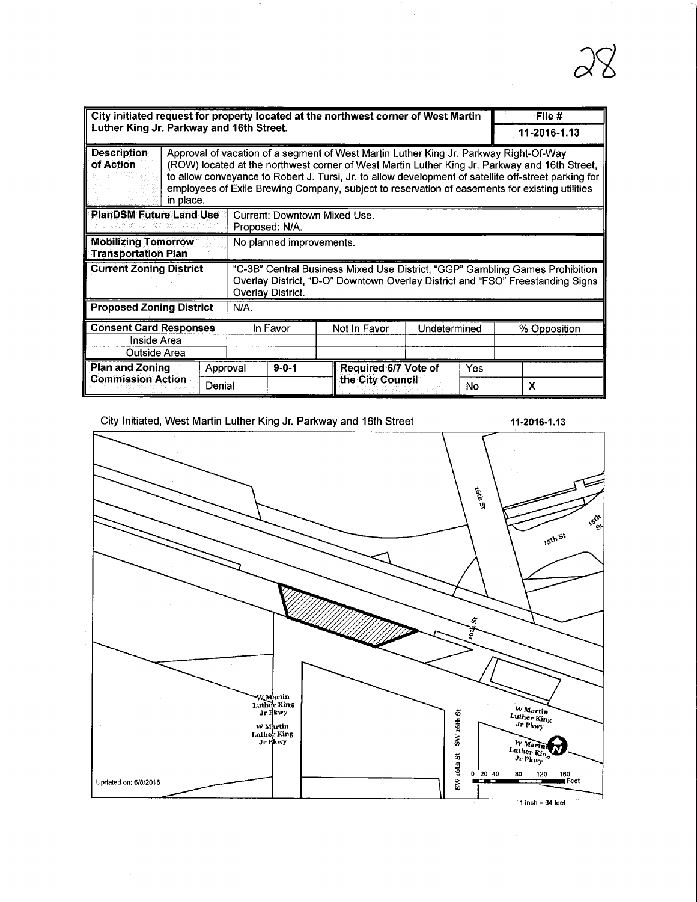28

| City initiated request for property located at the northwest corner of West Martin Luther King Jr. Parkway and 16th Street. | | | | | | File # |
|---|---|---|---|---|---|---|
| | | | | | | 11-2016-1.13 |
| **Description of Action** | Approval of vacation of a segment of West Martin Luther King Jr. Parkway Right-Of-Way (ROW) located at the northwest corner of West Martin Luther King Jr. Parkway and 16th Street, to allow conveyance to Robert J. Tursi, Jr. to allow development of satellite off-street parking for employees of Exile Brewing Company, subject to reservation of easements for existing utilities in place. | | | | | |
| **PlanDSM Future Land Use** | Current: Downtown Mixed Use. Proposed: N/A. | | | | | |
| **Mobilizing Tomorrow Transportation Plan** | No planned improvements. | | | | | |
| **Current Zoning District** | "C-3B" Central Business Mixed Use District, "GGP" Gambling Games Prohibition Overlay District, "D-O" Downtown Overlay District and "FSO" Freestanding Signs Overlay District. | | | | | |
| **Proposed Zoning District** | N/A. | | | | | |

| **Consent Card Responses** | In Favor | Not In Favor | Undetermined | % Opposition |
|---|---|---|---|---|
| Inside Area | | | | |
| Outside Area | | | | |

| **Plan and Zoning Commission Action** | Approval | 9-0-1 | **Required 6/7 Vote of the City Council** | Yes | |
|---|---|---|---|---|---|
| | Denial | | | No | X |

City Initiated, West Martin Luther King Jr. Parkway and 16th Street

11-2016-1.13

16th St

15th St

15th St

16th St

W Martin Luther King Jr Pkwy

W Martin Luther King Jr Pkwy

SW 16th St SW 16th St

W Martin Luther King Jr Pkwy

W Martin Luther King Jr Pkwy

0 20 40 80 120 160 Feet

1 inch = 84 feet

Updated on: 6/8/2016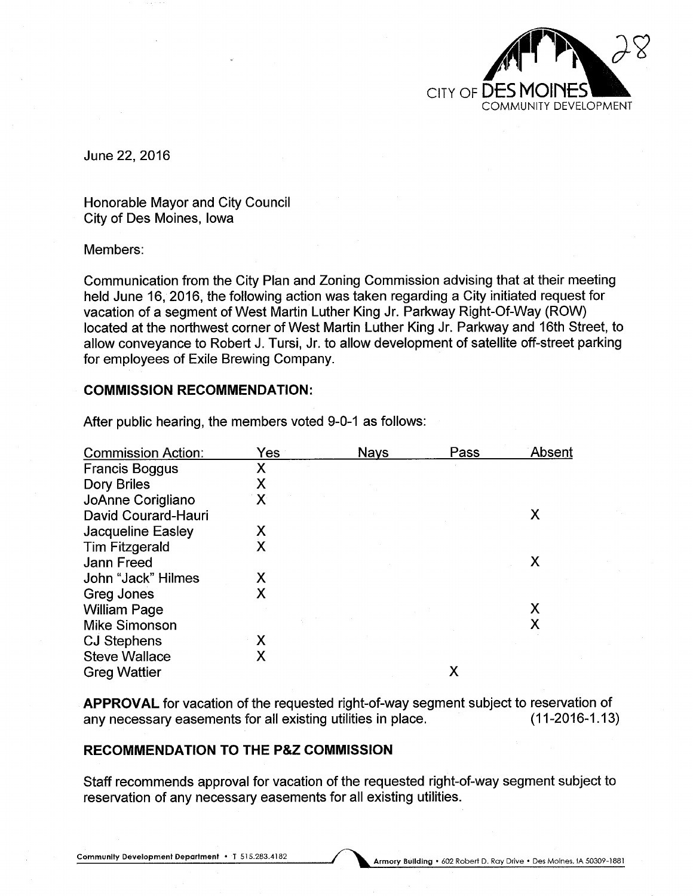June 22, 2016

Honorable Mayor and City Council
City of Des Moines, Iowa

Members:

Communication from the City Plan and Zoning Commission advising that at their meeting held June 16, 2016, the following action was taken regarding a City initiated request for vacation of a segment of West Martin Luther King Jr. Parkway Right-Of-Way (ROW) located at the northwest corner of West Martin Luther King Jr. Parkway and 16th Street, to allow conveyance to Robert J. Tursi, Jr. to allow development of satellite off-street parking for employees of Exile Brewing Company.

## COMMISSION RECOMMENDATION:

After public hearing, the members voted 9-0-1 as follows:

| Commission Action: | Yes | Nays | Pass | Absent |
|---|---|---|---|---|
| Francis Boggus | X | | | |
| Dory Briles | X | | | |
| JoAnne Corigliano | X | | | |
| David Courard-Hauri | | | | X |
| Jacqueline Easley | X | | | |
| Tim Fitzgerald | X | | | |
| Jann Freed | | | | X |
| John "Jack" Hilmes | X | | | |
| Greg Jones | X | | | |
| William Page | | | | X |
| Mike Simonson | | | | X |
| CJ Stephens | X | | | |
| Steve Wallace | X | | | |
| Greg Wattier | | | X | |

**APPROVAL** for vacation of the requested right-of-way segment subject to reservation of any necessary easements for all existing utilities in place. (11-2016-1.13)

## RECOMMENDATION TO THE P&Z COMMISSION

Staff recommends approval for vacation of the requested right-of-way segment subject to reservation of any necessary easements for all existing utilities.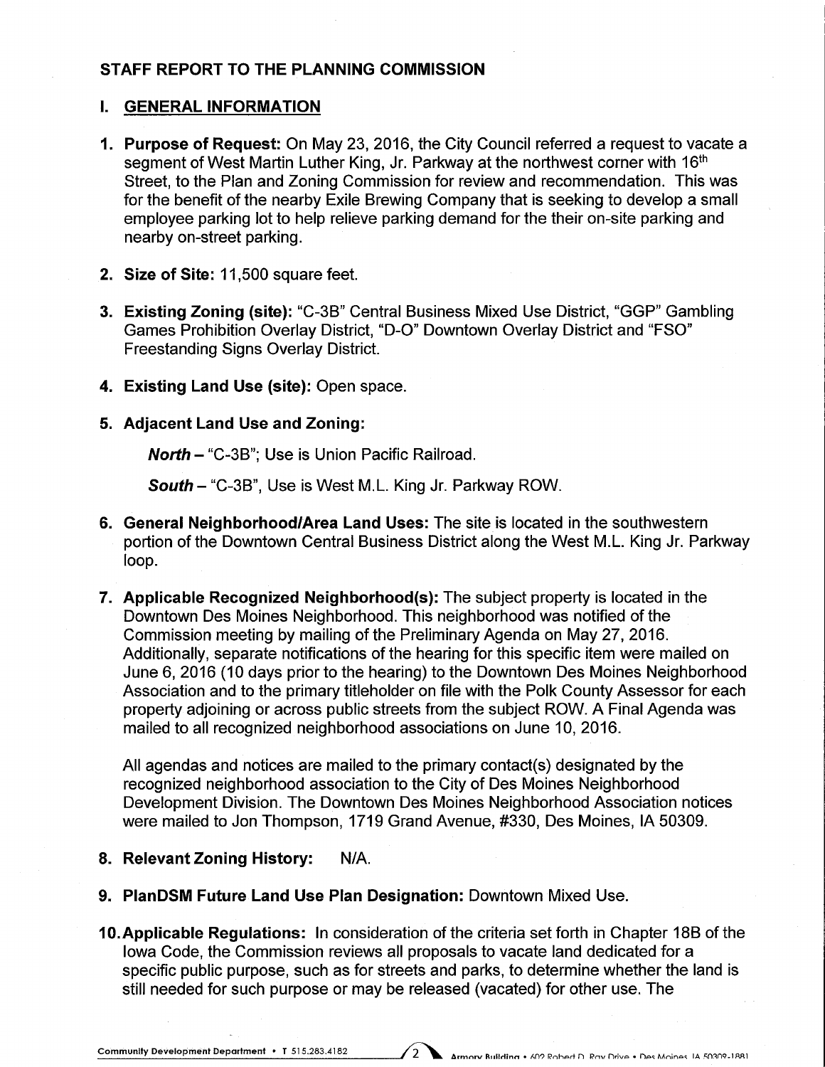## STAFF REPORT TO THE PLANNING COMMISSION

### I. GENERAL INFORMATION

1. **Purpose of Request:** On May 23, 2016, the City Council referred a request to vacate a segment of West Martin Luther King, Jr. Parkway at the northwest corner with 16th Street, to the Plan and Zoning Commission for review and recommendation. This was for the benefit of the nearby Exile Brewing Company that is seeking to develop a small employee parking lot to help relieve parking demand for the their on-site parking and nearby on-street parking.

2. **Size of Site:** 11,500 square feet.

3. **Existing Zoning (site):** "C-3B" Central Business Mixed Use District, "GGP" Gambling Games Prohibition Overlay District, "D-O" Downtown Overlay District and "FSO" Freestanding Signs Overlay District.

4. **Existing Land Use (site):** Open space.

5. **Adjacent Land Use and Zoning:**

   ***North*** – "C-3B"; Use is Union Pacific Railroad.

   ***South*** – "C-3B", Use is West M.L. King Jr. Parkway ROW.

6. **General Neighborhood/Area Land Uses:** The site is located in the southwestern portion of the Downtown Central Business District along the West M.L. King Jr. Parkway loop.

7. **Applicable Recognized Neighborhood(s):** The subject property is located in the Downtown Des Moines Neighborhood. This neighborhood was notified of the Commission meeting by mailing of the Preliminary Agenda on May 27, 2016. Additionally, separate notifications of the hearing for this specific item were mailed on June 6, 2016 (10 days prior to the hearing) to the Downtown Des Moines Neighborhood Association and to the primary titleholder on file with the Polk County Assessor for each property adjoining or across public streets from the subject ROW. A Final Agenda was mailed to all recognized neighborhood associations on June 10, 2016.

   All agendas and notices are mailed to the primary contact(s) designated by the recognized neighborhood association to the City of Des Moines Neighborhood Development Division. The Downtown Des Moines Neighborhood Association notices were mailed to Jon Thompson, 1719 Grand Avenue, #330, Des Moines, IA 50309.

8. **Relevant Zoning History:** N/A.

9. **PlanDSM Future Land Use Plan Designation:** Downtown Mixed Use.

10. **Applicable Regulations:** In consideration of the criteria set forth in Chapter 18B of the Iowa Code, the Commission reviews all proposals to vacate land dedicated for a specific public purpose, such as for streets and parks, to determine whether the land is still needed for such purpose or may be released (vacated) for other use. The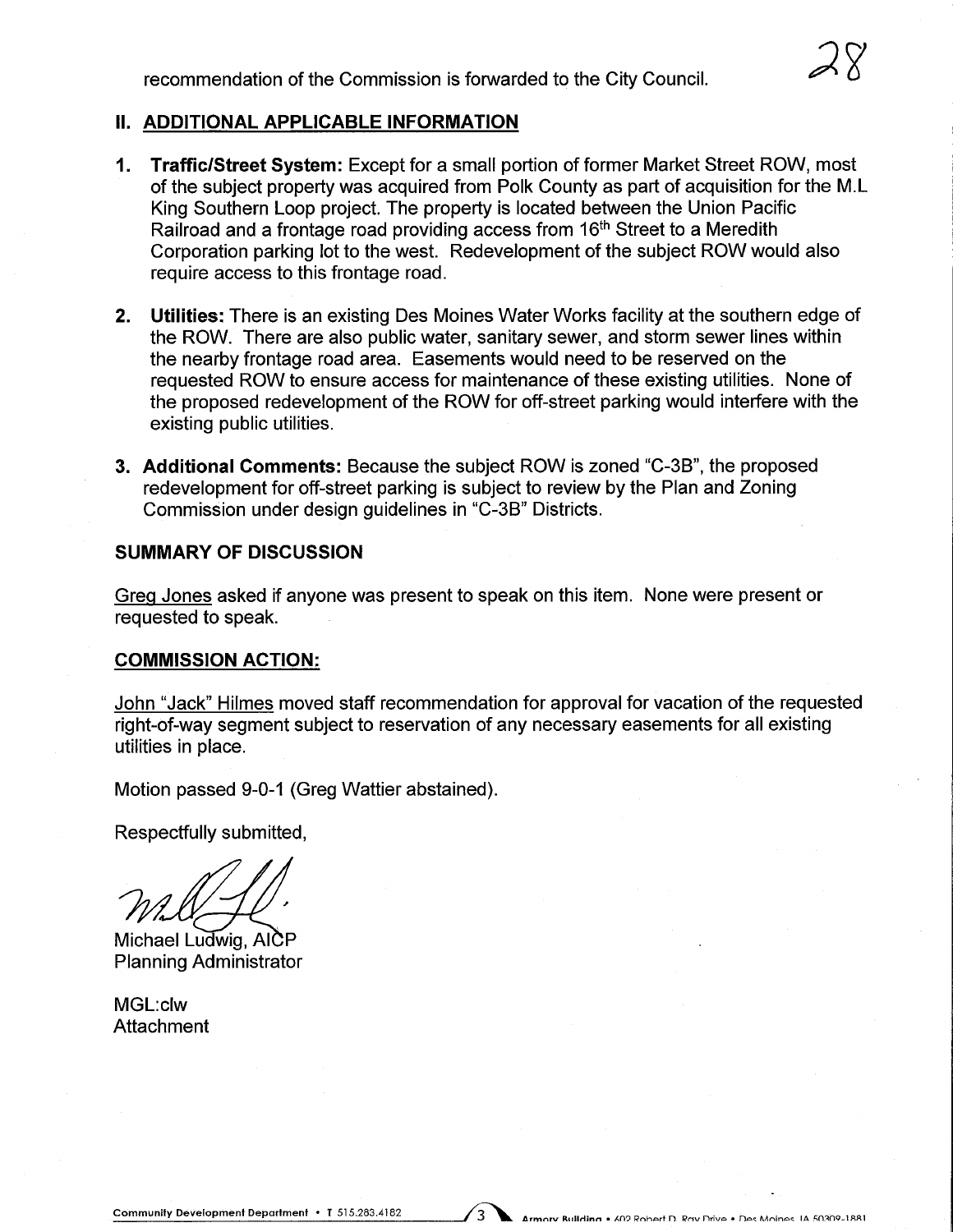recommendation of the Commission is forwarded to the City Council.

## II. ADDITIONAL APPLICABLE INFORMATION

1. **Traffic/Street System:** Except for a small portion of former Market Street ROW, most of the subject property was acquired from Polk County as part of acquisition for the M.L King Southern Loop project. The property is located between the Union Pacific Railroad and a frontage road providing access from 16th Street to a Meredith Corporation parking lot to the west. Redevelopment of the subject ROW would also require access to this frontage road.

2. **Utilities:** There is an existing Des Moines Water Works facility at the southern edge of the ROW. There are also public water, sanitary sewer, and storm sewer lines within the nearby frontage road area. Easements would need to be reserved on the requested ROW to ensure access for maintenance of these existing utilities. None of the proposed redevelopment of the ROW for off-street parking would interfere with the existing public utilities.

3. **Additional Comments:** Because the subject ROW is zoned "C-3B", the proposed redevelopment for off-street parking is subject to review by the Plan and Zoning Commission under design guidelines in "C-3B" Districts.

## SUMMARY OF DISCUSSION

Greg Jones asked if anyone was present to speak on this item. None were present or requested to speak.

## COMMISSION ACTION:

John "Jack" Hilmes moved staff recommendation for approval for vacation of the requested right-of-way segment subject to reservation of any necessary easements for all existing utilities in place.

Motion passed 9-0-1 (Greg Wattier abstained).

Respectfully submitted,

Michael Ludwig, AICP
Planning Administrator

MGL:clw
Attachment